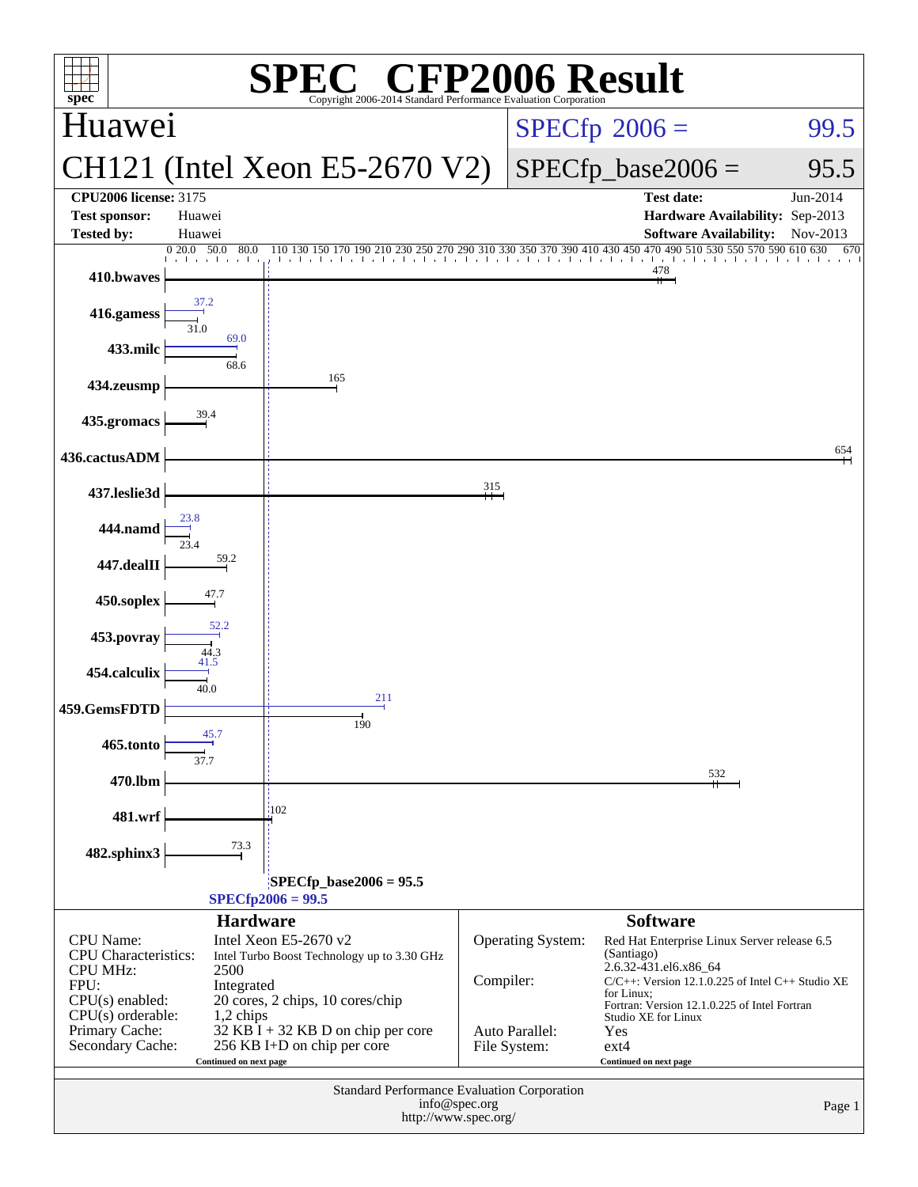# SPEC CFP2006 Result

Copyright 2006-2014 Standard Performance Evaluation Corporation

## Huawei

## CH121 (Intel Xeon E5-2670 V2)

SPECfp 2006 = 99.5

SPECfp_base2006 = 95.5

| | | | |
|---|---|---|---|
| **CPU2006 license:** 3175 | | **Test date:** | Jun-2014 |
| **Test sponsor:** | Huawei | **Hardware Availability:** | Sep-2013 |
| **Tested by:** | Huawei | **Software Availability:** | Nov-2013 |

| Benchmark | Peak | Base |
|---|---|---|
| 410.bwaves | | 478 |
| 416.gamess | 37.2 | 31.0 |
| 433.milc | 69.0 | 68.6 |
| 434.zeusmp | | 165 |
| 435.gromacs | | 39.4 |
| 436.cactusADM | | 654 |
| 437.leslie3d | | 315 |
| 444.namd | 23.8 | 23.4 |
| 447.dealII | | 59.2 |
| 450.soplex | | 47.7 |
| 453.povray | 52.2 | 44.3 |
| 454.calculix | 41.5 | 40.0 |
| 459.GemsFDTD | 211 | 190 |
| 465.tonto | 45.7 | 37.7 |
| 470.lbm | | 532 |
| 481.wrf | | 102 |
| 482.sphinx3 | | 73.3 |

SPECfp_base2006 = 95.5

SPECfp2006 = 99.5

### Hardware

| | |
|---|---|
| CPU Name: | Intel Xeon E5-2670 v2 |
| CPU Characteristics: | Intel Turbo Boost Technology up to 3.30 GHz |
| CPU MHz: | 2500 |
| FPU: | Integrated |
| CPU(s) enabled: | 20 cores, 2 chips, 10 cores/chip |
| CPU(s) orderable: | 1,2 chips |
| Primary Cache: | 32 KB I + 32 KB D on chip per core |
| Secondary Cache: | 256 KB I+D on chip per core |

Continued on next page

### Software

| | |
|---|---|
| Operating System: | Red Hat Enterprise Linux Server release 6.5 (Santiago) 2.6.32-431.el6.x86_64 |
| Compiler: | C/C++: Version 12.1.0.225 of Intel C++ Studio XE for Linux; Fortran: Version 12.1.0.225 of Intel Fortran Studio XE for Linux |
| Auto Parallel: | Yes |
| File System: | ext4 |

Continued on next page

Standard Performance Evaluation Corporation
info@spec.org
http://www.spec.org/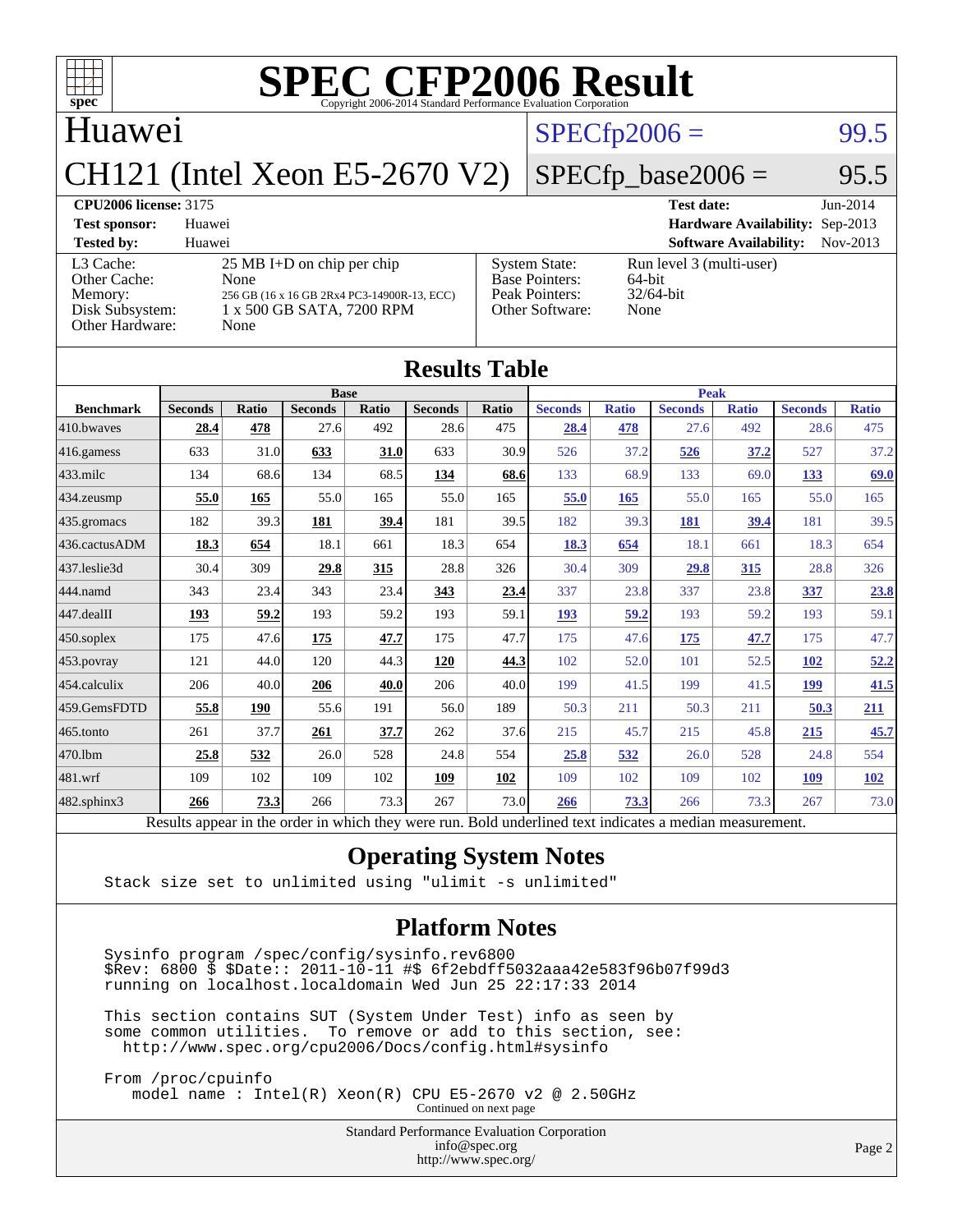# SPEC CFP2006 Result

Copyright 2006-2014 Standard Performance Evaluation Corporation

## Huawei

## CH121 (Intel Xeon E5-2670 V2)

SPECfp2006 = 99.5

SPECfp_base2006 = 95.5

| | | | |
|---|---|---|---|
| **CPU2006 license:** 3175 | | **Test date:** | Jun-2014 |
| **Test sponsor:** | Huawei | **Hardware Availability:** | Sep-2013 |
| **Tested by:** | Huawei | **Software Availability:** | Nov-2013 |

| | | | |
|---|---|---|---|
| L3 Cache: | 25 MB I+D on chip per chip | System State: | Run level 3 (multi-user) |
| Other Cache: | None | Base Pointers: | 64-bit |
| Memory: | 256 GB (16 x 16 GB 2Rx4 PC3-14900R-13, ECC) | Peak Pointers: | 32/64-bit |
| Disk Subsystem: | 1 x 500 GB SATA, 7200 RPM | Other Software: | None |
| Other Hardware: | None | | |

## Results Table

| Benchmark | Base | | | | | | Peak | | | | | |
|---|---|---|---|---|---|---|---|---|---|---|---|---|
| | Seconds | Ratio | Seconds | Ratio | Seconds | Ratio | Seconds | Ratio | Seconds | Ratio | Seconds | Ratio |
| 410.bwaves | **28.4** | **478** | 27.6 | 492 | 28.6 | 475 | **28.4** | **478** | 27.6 | 492 | 28.6 | 475 |
| 416.gamess | 633 | 31.0 | **633** | **31.0** | 633 | 30.9 | 526 | 37.2 | **526** | **37.2** | 527 | 37.2 |
| 433.milc | 134 | 68.6 | 134 | 68.5 | **134** | **68.6** | 133 | 68.9 | 133 | 69.0 | **133** | **69.0** |
| 434.zeusmp | **55.0** | **165** | 55.0 | 165 | 55.0 | 165 | **55.0** | **165** | 55.0 | 165 | 55.0 | 165 |
| 435.gromacs | 182 | 39.3 | **181** | **39.4** | 181 | 39.5 | 182 | 39.3 | **181** | **39.4** | 181 | 39.5 |
| 436.cactusADM | **18.3** | **654** | 18.1 | 661 | 18.3 | 654 | **18.3** | **654** | 18.1 | 661 | 18.3 | 654 |
| 437.leslie3d | 30.4 | 309 | **29.8** | **315** | 28.8 | 326 | 30.4 | 309 | **29.8** | **315** | 28.8 | 326 |
| 444.namd | 343 | 23.4 | 343 | 23.4 | **343** | **23.4** | 337 | 23.8 | 337 | 23.8 | **337** | **23.8** |
| 447.dealII | **193** | **59.2** | 193 | 59.2 | 193 | 59.1 | **193** | **59.2** | 193 | 59.2 | 193 | 59.1 |
| 450.soplex | 175 | 47.6 | **175** | **47.7** | 175 | 47.7 | 175 | 47.6 | **175** | **47.7** | 175 | 47.7 |
| 453.povray | 121 | 44.0 | 120 | 44.3 | **120** | **44.3** | 102 | 52.0 | 101 | 52.5 | **102** | **52.2** |
| 454.calculix | 206 | 40.0 | **206** | **40.0** | 206 | 40.0 | 199 | 41.5 | 199 | 41.5 | **199** | **41.5** |
| 459.GemsFDTD | **55.8** | **190** | 55.6 | 191 | 56.0 | 189 | 50.3 | 211 | 50.3 | 211 | **50.3** | **211** |
| 465.tonto | 261 | 37.7 | **261** | **37.7** | 262 | 37.6 | 215 | 45.7 | 215 | 45.8 | **215** | **45.7** |
| 470.lbm | **25.8** | **532** | 26.0 | 528 | 24.8 | 554 | **25.8** | **532** | 26.0 | 528 | 24.8 | 554 |
| 481.wrf | 109 | 102 | 109 | 102 | **109** | **102** | 109 | 102 | 109 | 102 | **109** | **102** |
| 482.sphinx3 | **266** | **73.3** | 266 | 73.3 | 267 | 73.0 | **266** | **73.3** | 266 | 73.3 | 267 | 73.0 |

Results appear in the order in which they were run. Bold underlined text indicates a median measurement.

## Operating System Notes

```
Stack size set to unlimited using "ulimit -s unlimited"
```

## Platform Notes

```
Sysinfo program /spec/config/sysinfo.rev6800
$Rev: 6800 $ $Date:: 2011-10-11 #$ 6f2ebdff5032aaa42e583f96b07f99d3
running on localhost.localdomain Wed Jun 25 22:17:33 2014

This section contains SUT (System Under Test) info as seen by
some common utilities.  To remove or add to this section, see:
  http://www.spec.org/cpu2006/Docs/config.html#sysinfo

From /proc/cpuinfo
   model name : Intel(R) Xeon(R) CPU E5-2670 v2 @ 2.50GHz
```

Continued on next page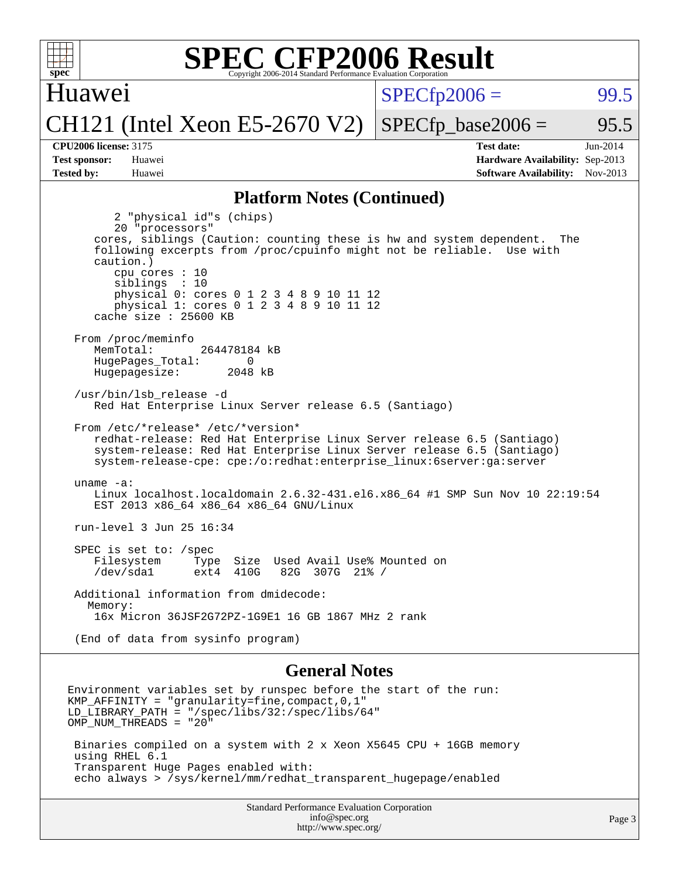## Platform Notes (Continued)

```
        2 "physical id"s (chips)
        20 "processors"
     cores, siblings (Caution: counting these is hw and system dependent.  The
     following excerpts from /proc/cpuinfo might not be reliable.  Use with
     caution.)
        cpu cores : 10
        siblings  : 10
        physical 0: cores 0 1 2 3 4 8 9 10 11 12
        physical 1: cores 0 1 2 3 4 8 9 10 11 12
     cache size : 25600 KB

  From /proc/meminfo
     MemTotal:       264478184 kB
     HugePages_Total:       0
     Hugepagesize:       2048 kB

  /usr/bin/lsb_release -d
     Red Hat Enterprise Linux Server release 6.5 (Santiago)

  From /etc/*release* /etc/*version*
     redhat-release: Red Hat Enterprise Linux Server release 6.5 (Santiago)
     system-release: Red Hat Enterprise Linux Server release 6.5 (Santiago)
     system-release-cpe: cpe:/o:redhat:enterprise_linux:6server:ga:server

  uname -a:
     Linux localhost.localdomain 2.6.32-431.el6.x86_64 #1 SMP Sun Nov 10 22:19:54
     EST 2013 x86_64 x86_64 x86_64 GNU/Linux

  run-level 3 Jun 25 16:34

  SPEC is set to: /spec
     Filesystem     Type  Size  Used Avail Use% Mounted on
     /dev/sda1      ext4  410G   82G  307G  21% /

  Additional information from dmidecode:
    Memory:
     16x Micron 36JSF2G72PZ-1G9E1 16 GB 1867 MHz 2 rank

  (End of data from sysinfo program)
```

## General Notes

```
Environment variables set by runspec before the start of the run:
KMP_AFFINITY = "granularity=fine,compact,0,1"
LD_LIBRARY_PATH = "/spec/libs/32:/spec/libs/64"
OMP_NUM_THREADS = "20"

 Binaries compiled on a system with 2 x Xeon X5645 CPU + 16GB memory
 using RHEL 6.1
 Transparent Huge Pages enabled with:
 echo always > /sys/kernel/mm/redhat_transparent_hugepage/enabled
```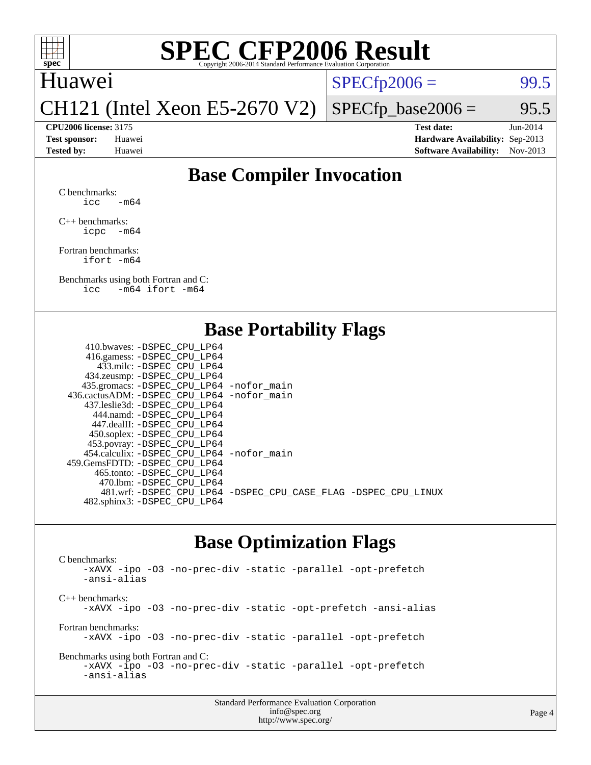# SPEC CFP2006 Result

Copyright 2006-2014 Standard Performance Evaluation Corporation

Huawei

CH121 (Intel Xeon E5-2670 V2)

SPECfp2006 = 99.5

SPECfp_base2006 = 95.5

| | | | |
|---|---|---|---|
| **CPU2006 license:** | 3175 | **Test date:** | Jun-2014 |
| **Test sponsor:** | Huawei | **Hardware Availability:** | Sep-2013 |
| **Tested by:** | Huawei | **Software Availability:** | Nov-2013 |

## Base Compiler Invocation

C benchmarks:
```
icc   -m64
```

C++ benchmarks:
```
icpc  -m64
```

Fortran benchmarks:
```
ifort -m64
```

Benchmarks using both Fortran and C:
```
icc   -m64 ifort -m64
```

## Base Portability Flags

```
     410.bwaves: -DSPEC_CPU_LP64
     416.gamess: -DSPEC_CPU_LP64
       433.milc: -DSPEC_CPU_LP64
     434.zeusmp: -DSPEC_CPU_LP64
    435.gromacs: -DSPEC_CPU_LP64 -nofor_main
 436.cactusADM: -DSPEC_CPU_LP64 -nofor_main
    437.leslie3d: -DSPEC_CPU_LP64
       444.namd: -DSPEC_CPU_LP64
      447.dealII: -DSPEC_CPU_LP64
      450.soplex: -DSPEC_CPU_LP64
      453.povray: -DSPEC_CPU_LP64
    454.calculix: -DSPEC_CPU_LP64 -nofor_main
 459.GemsFDTD: -DSPEC_CPU_LP64
       465.tonto: -DSPEC_CPU_LP64
        470.lbm: -DSPEC_CPU_LP64
        481.wrf: -DSPEC_CPU_LP64 -DSPEC_CPU_CASE_FLAG -DSPEC_CPU_LINUX
    482.sphinx3: -DSPEC_CPU_LP64
```

## Base Optimization Flags

C benchmarks:
```
-xAVX -ipo -O3 -no-prec-div -static -parallel -opt-prefetch
-ansi-alias
```

C++ benchmarks:
```
-xAVX -ipo -O3 -no-prec-div -static -opt-prefetch -ansi-alias
```

Fortran benchmarks:
```
-xAVX -ipo -O3 -no-prec-div -static -parallel -opt-prefetch
```

Benchmarks using both Fortran and C:
```
-xAVX -ipo -O3 -no-prec-div -static -parallel -opt-prefetch
-ansi-alias
```

Standard Performance Evaluation Corporation
info@spec.org
http://www.spec.org/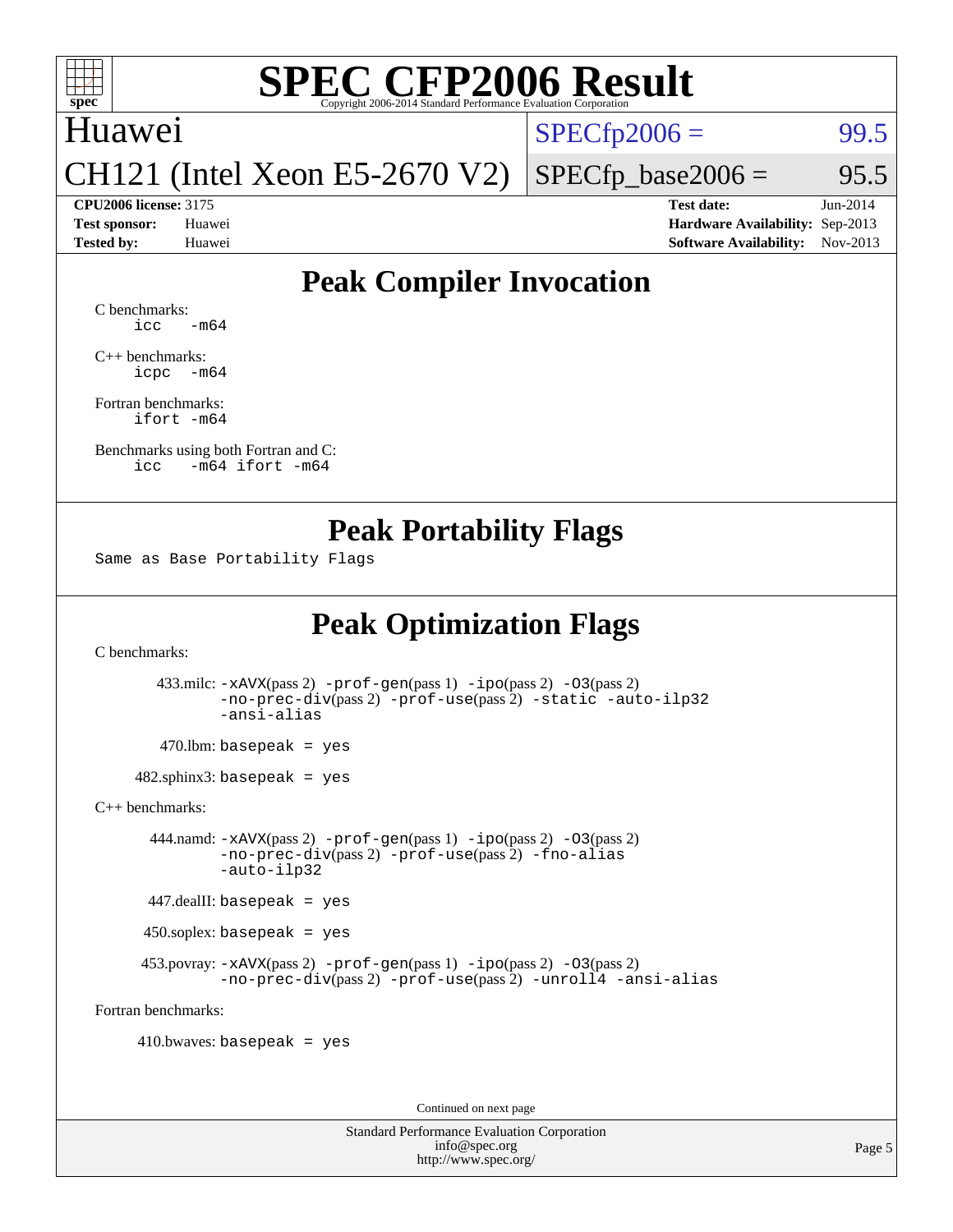# SPEC CFP2006 Result

Copyright 2006-2014 Standard Performance Evaluation Corporation

Huawei

CH121 (Intel Xeon E5-2670 V2)

SPECfp2006 = 99.5

SPECfp_base2006 = 95.5

**CPU2006 license:** 3175
**Test sponsor:** Huawei
**Tested by:** Huawei

**Test date:** Jun-2014
**Hardware Availability:** Sep-2013
**Software Availability:** Nov-2013

## Peak Compiler Invocation

C benchmarks:
```
icc   -m64
```

C++ benchmarks:
```
icpc  -m64
```

Fortran benchmarks:
```
ifort -m64
```

Benchmarks using both Fortran and C:
```
icc   -m64 ifort -m64
```

## Peak Portability Flags

Same as Base Portability Flags

## Peak Optimization Flags

C benchmarks:

433.milc: -xAVX(pass 2) -prof-gen(pass 1) -ipo(pass 2) -O3(pass 2) -no-prec-div(pass 2) -prof-use(pass 2) -static -auto-ilp32 -ansi-alias

470.lbm: basepeak = yes

482.sphinx3: basepeak = yes

C++ benchmarks:

444.namd: -xAVX(pass 2) -prof-gen(pass 1) -ipo(pass 2) -O3(pass 2) -no-prec-div(pass 2) -prof-use(pass 2) -fno-alias -auto-ilp32

447.dealII: basepeak = yes

450.soplex: basepeak = yes

453.povray: -xAVX(pass 2) -prof-gen(pass 1) -ipo(pass 2) -O3(pass 2) -no-prec-div(pass 2) -prof-use(pass 2) -unroll4 -ansi-alias

Fortran benchmarks:

410.bwaves: basepeak = yes

Continued on next page

Standard Performance Evaluation Corporation
info@spec.org
http://www.spec.org/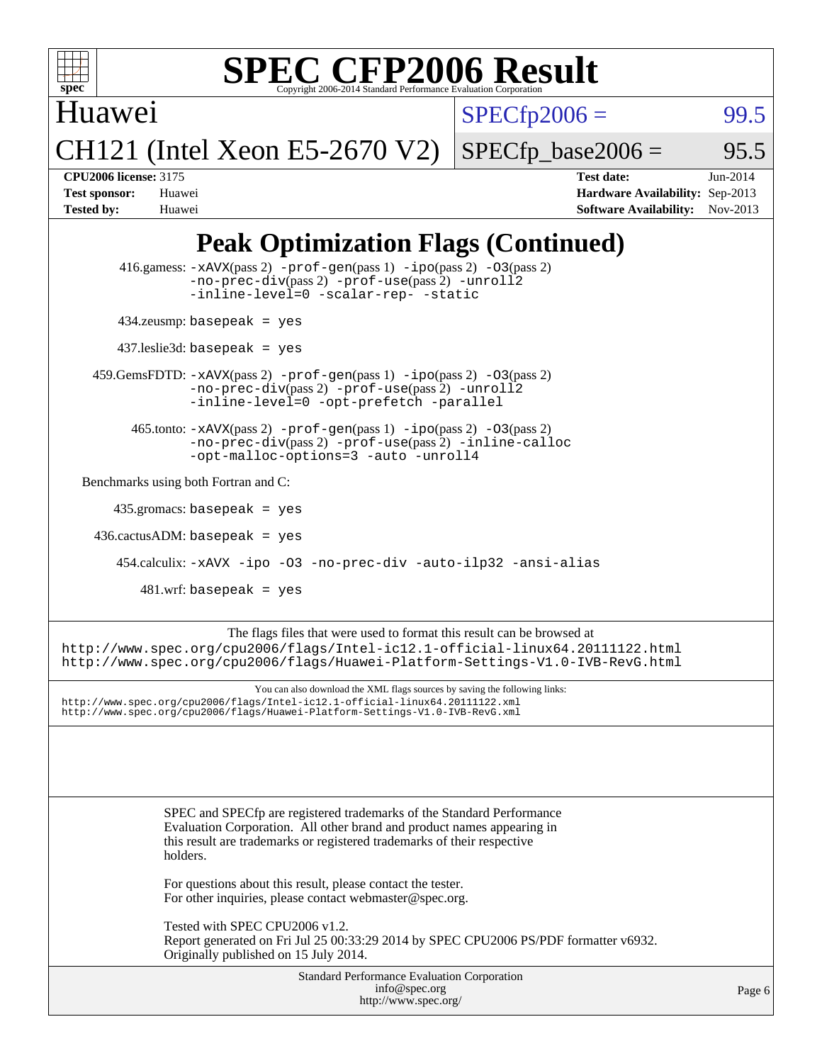# Peak Optimization Flags (Continued)

416.gamess: -xAVX(pass 2) -prof-gen(pass 1) -ipo(pass 2) -O3(pass 2) -no-prec-div(pass 2) -prof-use(pass 2) -unroll2 -inline-level=0 -scalar-rep- -static

434.zeusmp: basepeak = yes

437.leslie3d: basepeak = yes

459.GemsFDTD: -xAVX(pass 2) -prof-gen(pass 1) -ipo(pass 2) -O3(pass 2) -no-prec-div(pass 2) -prof-use(pass 2) -unroll2 -inline-level=0 -opt-prefetch -parallel

465.tonto: -xAVX(pass 2) -prof-gen(pass 1) -ipo(pass 2) -O3(pass 2) -no-prec-div(pass 2) -prof-use(pass 2) -inline-calloc -opt-malloc-options=3 -auto -unroll4

Benchmarks using both Fortran and C:

435.gromacs: basepeak = yes

436.cactusADM: basepeak = yes

454.calculix: -xAVX -ipo -O3 -no-prec-div -auto-ilp32 -ansi-alias

481.wrf: basepeak = yes

The flags files that were used to format this result can be browsed at
http://www.spec.org/cpu2006/flags/Intel-ic12.1-official-linux64.20111122.html
http://www.spec.org/cpu2006/flags/Huawei-Platform-Settings-V1.0-IVB-RevG.html

You can also download the XML flags sources by saving the following links:
http://www.spec.org/cpu2006/flags/Intel-ic12.1-official-linux64.20111122.xml
http://www.spec.org/cpu2006/flags/Huawei-Platform-Settings-V1.0-IVB-RevG.xml

SPEC and SPECfp are registered trademarks of the Standard Performance Evaluation Corporation. All other brand and product names appearing in this result are trademarks or registered trademarks of their respective holders.

For questions about this result, please contact the tester.
For other inquiries, please contact webmaster@spec.org.

Tested with SPEC CPU2006 v1.2.
Report generated on Fri Jul 25 00:33:29 2014 by SPEC CPU2006 PS/PDF formatter v6932.
Originally published on 15 July 2014.